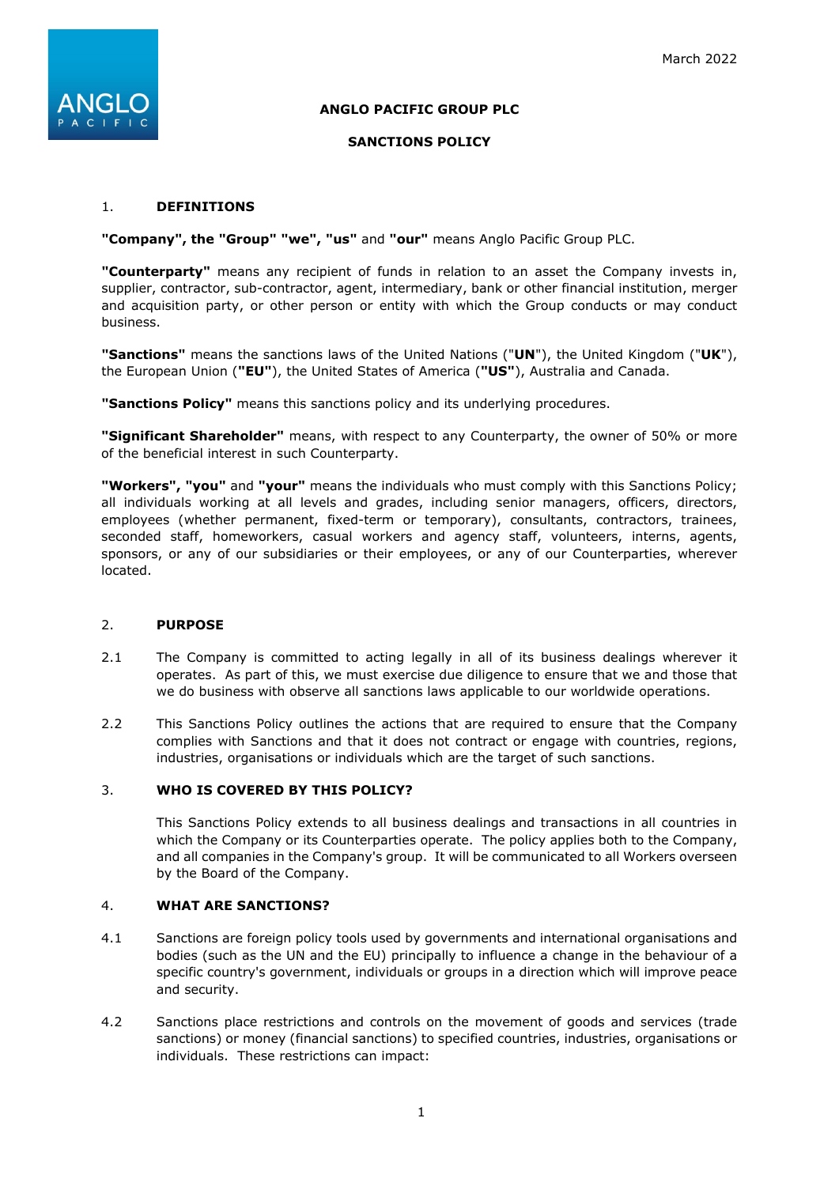March 2022

**ANGLO PACIFIC GROUP PLC**

**SANCTIONS POLICY**

## 1. DEFINITIONS

**"Company", the "Group" "we", "us"** and **"our"** means Anglo Pacific Group PLC.

**"Counterparty"** means any recipient of funds in relation to an asset the Company invests in, supplier, contractor, sub-contractor, agent, intermediary, bank or other financial institution, merger and acquisition party, or other person or entity with which the Group conducts or may conduct business.

**"Sanctions"** means the sanctions laws of the United Nations ("**UN**"), the United Kingdom ("**UK**"), the European Union (**"EU"**), the United States of America (**"US"**), Australia and Canada.

**"Sanctions Policy"** means this sanctions policy and its underlying procedures.

**"Significant Shareholder"** means, with respect to any Counterparty, the owner of 50% or more of the beneficial interest in such Counterparty.

**"Workers", "you"** and **"your"** means the individuals who must comply with this Sanctions Policy; all individuals working at all levels and grades, including senior managers, officers, directors, employees (whether permanent, fixed-term or temporary), consultants, contractors, trainees, seconded staff, homeworkers, casual workers and agency staff, volunteers, interns, agents, sponsors, or any of our subsidiaries or their employees, or any of our Counterparties, wherever located.

## 2. PURPOSE

2.1 The Company is committed to acting legally in all of its business dealings wherever it operates. As part of this, we must exercise due diligence to ensure that we and those that we do business with observe all sanctions laws applicable to our worldwide operations.

2.2 This Sanctions Policy outlines the actions that are required to ensure that the Company complies with Sanctions and that it does not contract or engage with countries, regions, industries, organisations or individuals which are the target of such sanctions.

## 3. WHO IS COVERED BY THIS POLICY?

This Sanctions Policy extends to all business dealings and transactions in all countries in which the Company or its Counterparties operate. The policy applies both to the Company, and all companies in the Company's group. It will be communicated to all Workers overseen by the Board of the Company.

## 4. WHAT ARE SANCTIONS?

4.1 Sanctions are foreign policy tools used by governments and international organisations and bodies (such as the UN and the EU) principally to influence a change in the behaviour of a specific country's government, individuals or groups in a direction which will improve peace and security.

4.2 Sanctions place restrictions and controls on the movement of goods and services (trade sanctions) or money (financial sanctions) to specified countries, industries, organisations or individuals. These restrictions can impact: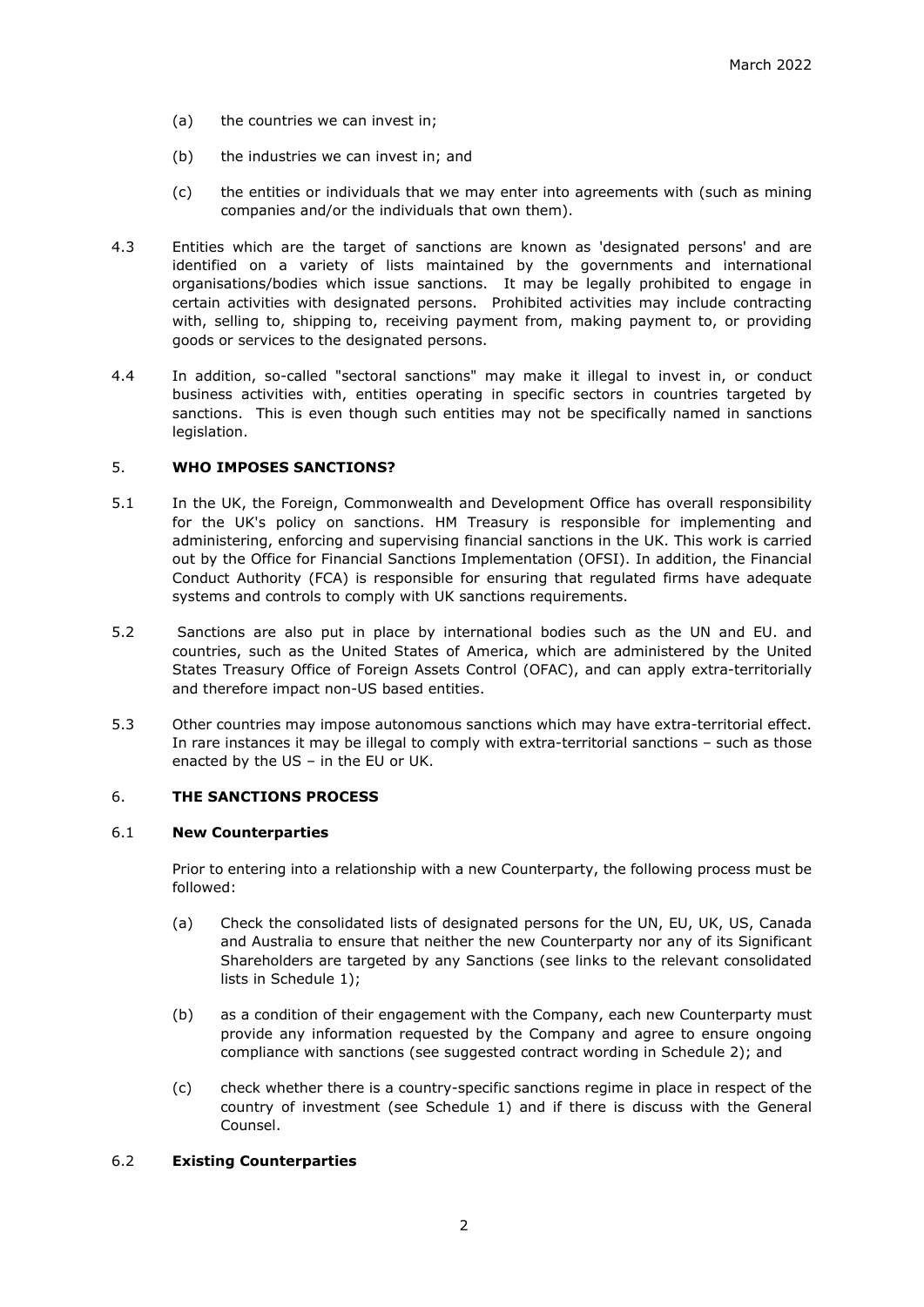(a) the countries we can invest in;

(b) the industries we can invest in; and

(c) the entities or individuals that we may enter into agreements with (such as mining companies and/or the individuals that own them).

4.3 Entities which are the target of sanctions are known as 'designated persons' and are identified on a variety of lists maintained by the governments and international organisations/bodies which issue sanctions. It may be legally prohibited to engage in certain activities with designated persons. Prohibited activities may include contracting with, selling to, shipping to, receiving payment from, making payment to, or providing goods or services to the designated persons.

4.4 In addition, so-called "sectoral sanctions" may make it illegal to invest in, or conduct business activities with, entities operating in specific sectors in countries targeted by sanctions. This is even though such entities may not be specifically named in sanctions legislation.

## 5. WHO IMPOSES SANCTIONS?

5.1 In the UK, the Foreign, Commonwealth and Development Office has overall responsibility for the UK's policy on sanctions. HM Treasury is responsible for implementing and administering, enforcing and supervising financial sanctions in the UK. This work is carried out by the Office for Financial Sanctions Implementation (OFSI). In addition, the Financial Conduct Authority (FCA) is responsible for ensuring that regulated firms have adequate systems and controls to comply with UK sanctions requirements.

5.2 Sanctions are also put in place by international bodies such as the UN and EU. and countries, such as the United States of America, which are administered by the United States Treasury Office of Foreign Assets Control (OFAC), and can apply extra-territorially and therefore impact non-US based entities.

5.3 Other countries may impose autonomous sanctions which may have extra-territorial effect. In rare instances it may be illegal to comply with extra-territorial sanctions – such as those enacted by the US – in the EU or UK.

## 6. THE SANCTIONS PROCESS

### 6.1 New Counterparties

Prior to entering into a relationship with a new Counterparty, the following process must be followed:

(a) Check the consolidated lists of designated persons for the UN, EU, UK, US, Canada and Australia to ensure that neither the new Counterparty nor any of its Significant Shareholders are targeted by any Sanctions (see links to the relevant consolidated lists in Schedule 1);

(b) as a condition of their engagement with the Company, each new Counterparty must provide any information requested by the Company and agree to ensure ongoing compliance with sanctions (see suggested contract wording in Schedule 2); and

(c) check whether there is a country-specific sanctions regime in place in respect of the country of investment (see Schedule 1) and if there is discuss with the General Counsel.

### 6.2 Existing Counterparties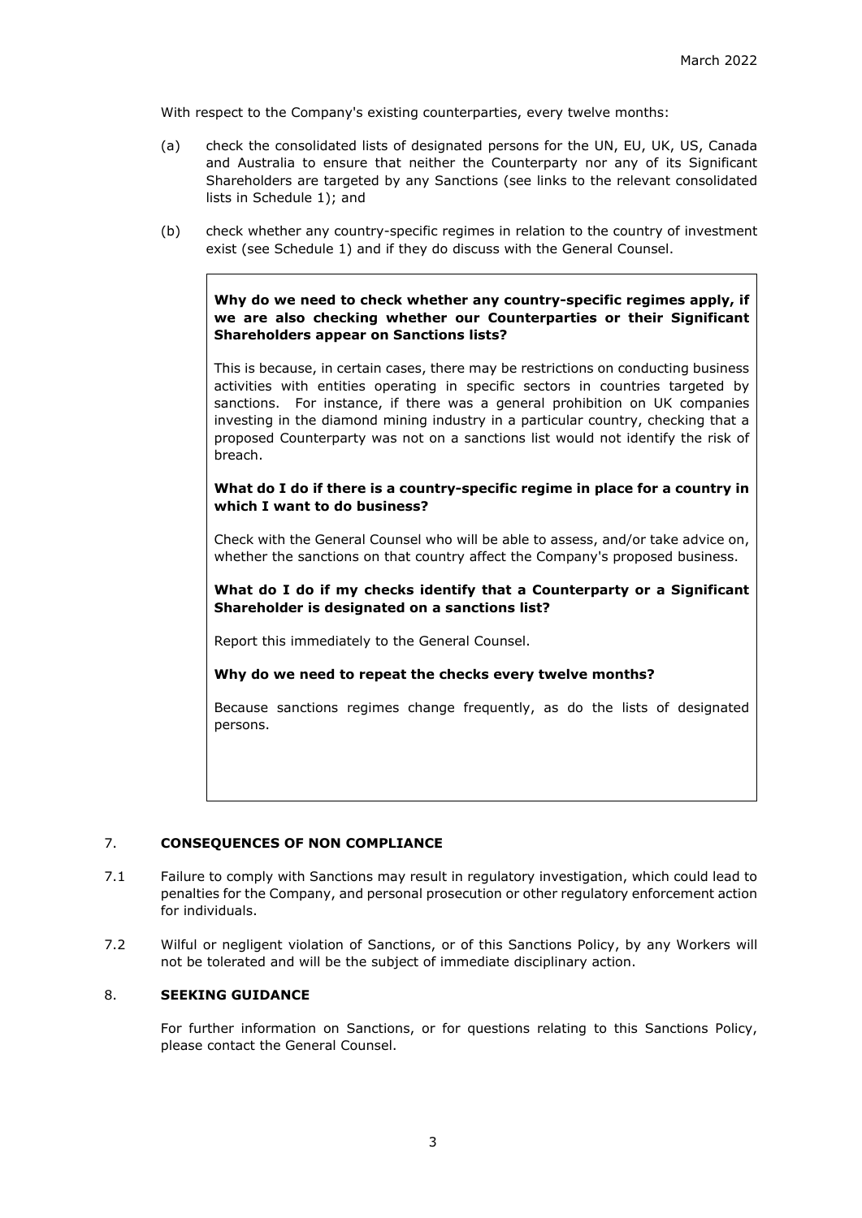With respect to the Company's existing counterparties, every twelve months:

(a) check the consolidated lists of designated persons for the UN, EU, UK, US, Canada and Australia to ensure that neither the Counterparty nor any of its Significant Shareholders are targeted by any Sanctions (see links to the relevant consolidated lists in Schedule 1); and

(b) check whether any country-specific regimes in relation to the country of investment exist (see Schedule 1) and if they do discuss with the General Counsel.

> **Why do we need to check whether any country-specific regimes apply, if we are also checking whether our Counterparties or their Significant Shareholders appear on Sanctions lists?**
>
> This is because, in certain cases, there may be restrictions on conducting business activities with entities operating in specific sectors in countries targeted by sanctions. For instance, if there was a general prohibition on UK companies investing in the diamond mining industry in a particular country, checking that a proposed Counterparty was not on a sanctions list would not identify the risk of breach.
>
> **What do I do if there is a country-specific regime in place for a country in which I want to do business?**
>
> Check with the General Counsel who will be able to assess, and/or take advice on, whether the sanctions on that country affect the Company's proposed business.
>
> **What do I do if my checks identify that a Counterparty or a Significant Shareholder is designated on a sanctions list?**
>
> Report this immediately to the General Counsel.
>
> **Why do we need to repeat the checks every twelve months?**
>
> Because sanctions regimes change frequently, as do the lists of designated persons.

## 7. CONSEQUENCES OF NON COMPLIANCE

7.1 Failure to comply with Sanctions may result in regulatory investigation, which could lead to penalties for the Company, and personal prosecution or other regulatory enforcement action for individuals.

7.2 Wilful or negligent violation of Sanctions, or of this Sanctions Policy, by any Workers will not be tolerated and will be the subject of immediate disciplinary action.

## 8. SEEKING GUIDANCE

For further information on Sanctions, or for questions relating to this Sanctions Policy, please contact the General Counsel.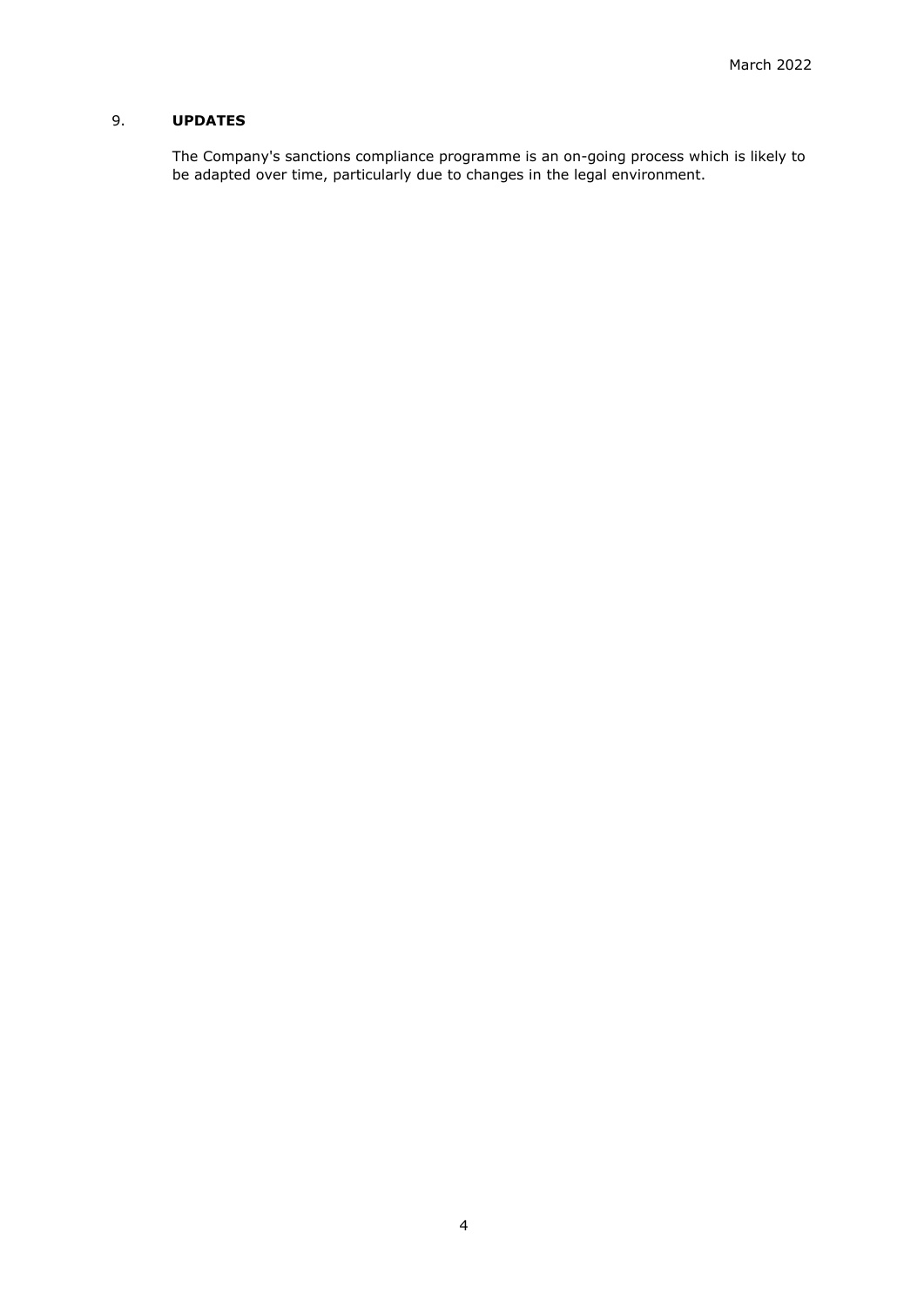## 9. UPDATES

The Company's sanctions compliance programme is an on-going process which is likely to be adapted over time, particularly due to changes in the legal environment.